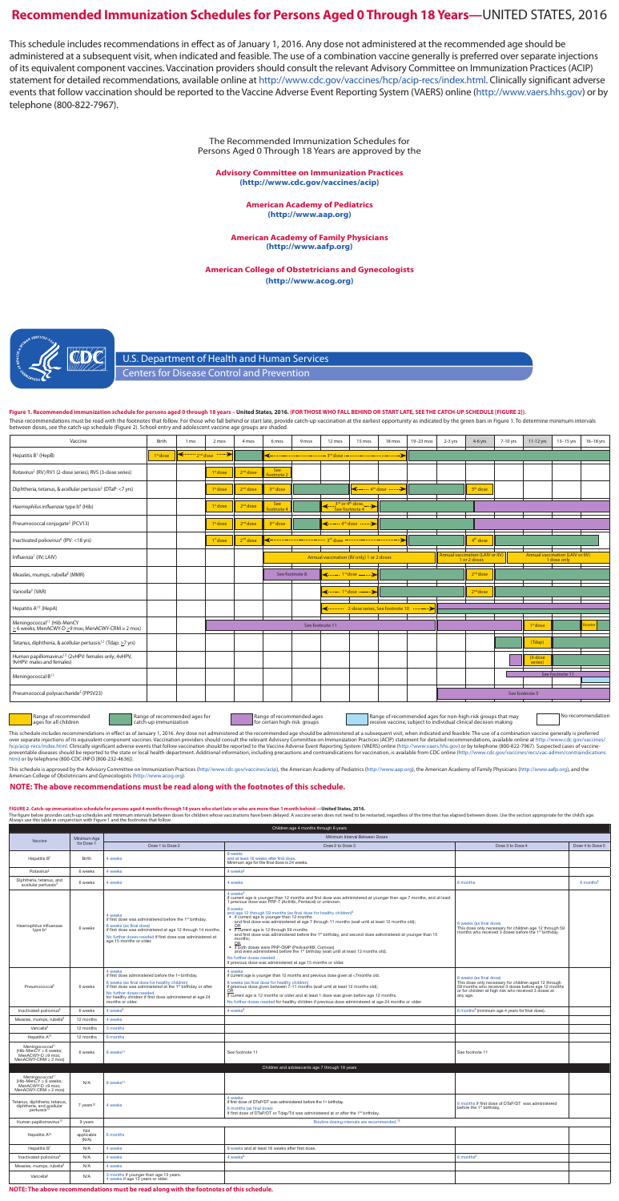# Recommended Immunization Schedules for Persons Aged 0 Through 18 Years—UNITED STATES, 2016

This schedule includes recommendations in effect as of January 1, 2016. Any dose not administered at the recommended age should be administered at a subsequent visit, when indicated and feasible. The use of a combination vaccine generally is preferred over separate injections of its equivalent component vaccines. Vaccination providers should consult the relevant Advisory Committee on Immunization Practices (ACIP) statement for detailed recommendations, available online at http://www.cdc.gov/vaccines/hcp/acip-recs/index.html. Clinically significant adverse events that follow vaccination should be reported to the Vaccine Adverse Event Reporting System (VAERS) online (http://www.vaers.hhs.gov) or by telephone (800-822-7967).

The Recommended Immunization Schedules for Persons Aged 0 Through 18 Years are approved by the

**Advisory Committee on Immunization Practices (http://www.cdc.gov/vaccines/acip)**

**American Academy of Pediatrics (http://www.aap.org)**

**American Academy of Family Physicians (http://www.aafp.org)**

**American College of Obstetricians and Gynecologists (http://www.acog.org)**

U.S. Department of Health and Human Services
Centers for Disease Control and Prevention

**Figure 1. Recommended immunization schedule for persons aged 0 through 18 years – United States, 2016. (FOR THOSE WHO FALL BEHIND OR START LATE, SEE THE CATCH-UP SCHEDULE [FIGURE 2]).**

These recommendations must be read with the footnotes that follow. For those who fall behind or start late, provide catch-up vaccination at the earliest opportunity as indicated by the green bars in Figure 1. To determine minimum intervals between doses, see the catch-up schedule (Figure 2). School entry and adolescent vaccine age groups are shaded.

| Vaccine | Birth | 1 mo | 2 mos | 4 mos | 6 mos | 9 mos | 12 mos | 15 mos | 18 mos | 19–23 mos | 2-3 yrs | 4-6 yrs | 7-10 yrs | 11-12 yrs | 13–15 yrs | 16–18 yrs |
|---|---|---|---|---|---|---|---|---|---|---|---|---|---|---|---|---|
| Hepatitis B[1] (HepB) | 1st dose | ←2nd dose→ | | | ←3rd dose→ | | | | | | | | | | | |
| Rotavirus[2] (RV) RV1 (2-dose series); RV5 (3-dose series) | | | 1st dose | 2nd dose | See footnote 2 | | | | | | | | | | | |
| Diphtheria, tetanus, & acellular pertussis[3] (DTaP: <7 yrs) | | | 1st dose | 2nd dose | 3rd dose | | | ←4th dose→ | | | | 5th dose | | | | |
| *Haemophilus influenzae* type b[4] (Hib) | | | 1st dose | 2nd dose | See footnote 4 | | ←3rd or 4th dose, See footnote 4→ | | | | | | | | | |
| Pneumococcal conjugate[5] (PCV13) | | | 1st dose | 2nd dose | 3rd dose | | ←4th dose→ | | | | | | | | | |
| Inactivated poliovirus[6] (IPV: <18 yrs) | | | 1st dose | 2nd dose | ←3rd dose→ | | | | | | | 4th dose | | | | |
| Influenza[7] (IIV; LAIV) | | | | | Annual vaccination (IIV only) 1 or 2 doses | | | | | | Annual vaccination (LAIV or IIV) 1 or 2 doses | | Annual vaccination (LAIV or IIV) 1 dose only | | | |
| Measles, mumps, rubella[8] (MMR) | | | | | See footnote 8 | | ←1st dose→ | | | | | 2nd dose | | | | |
| Varicella[9] (VAR) | | | | | | | ←1st dose→ | | | | | 2nd dose | | | | |
| Hepatitis A[10] (HepA) | | | | | | | ←2-dose series, See footnote 10→ | | | | | | | | | |
| Meningococcal[11] (Hib-MenCY ≥6 weeks; MenACWY-D ≥9 mos; MenACWY-CRM ≥2 mos) | | | | | See footnote 11 | | | | | | | | | 1st dose | | Booster |
| Tetanus, diphtheria, & acellular pertussis[12] (Tdap: ≥7 yrs) | | | | | | | | | | | | | | (Tdap) | | |
| Human papillomavirus[13] (2vHPV: females only; 4vHPV, 9vHPV: males and females) | | | | | | | | | | | | | | (3-dose series) | | |
| Meningococcal B[11] | | | | | | | | | | | | | | | See footnote 11 | |
| Pneumococcal polysaccharide[5] (PPSV23) | | | | | | | | | | | See footnote 5 | | | | | |

Legend: Range of recommended ages for all children; Range of recommended ages for catch-up immunization; Range of recommended ages for certain high-risk groups; Range of recommended ages for non-high-risk groups that may receive vaccine, subject to individual clinical decision making; No recommendation

This schedule includes recommendations in effect as of January 1, 2016. Any dose not administered at the recommended age should be administered at a subsequent visit, when indicated and feasible. The use of a combination vaccine generally is preferred over separate injections of its equivalent component vaccines. Vaccination providers should consult the relevant Advisory Committee on Immunization Practices (ACIP) statement for detailed recommendations, available online at http://www.cdc.gov/vaccines/hcp/acip-recs/index.html. Clinically significant adverse events that follow vaccination should be reported to the Vaccine Adverse Event Reporting System (VAERS) online (http://www.vaers.hhs.gov) or by telephone (800-822-7967). Suspected cases of vaccine-preventable diseases should be reported to the state or local health department. Additional information, including precautions and contraindications for vaccination, is available from CDC online (http://www.cdc.gov/vaccines/recs/vac-admin/contraindications.htm) or by telephone (800-CDC-INFO [800-232-4636]).

This schedule is approved by the Advisory Committee on Immunization Practices (http//www.cdc.gov/vaccines/acip), the American Academy of Pediatrics (http://www.aap.org), the American Academy of Family Physicians (http://www.aafp.org), and the American College of Obstetricians and Gynecologists (http://www.acog.org).

**NOTE: The above recommendations must be read along with the footnotes of this schedule.**

**FIGURE 2. Catch-up immunization schedule for persons aged 4 months through 18 years who start late or who are more than 1 month behind —United States, 2016.**

The figure below provides catch-up schedules and minimum intervals between doses for children whose vaccinations have been delayed. A vaccine series does not need to be restarted, regardless of the time that has elapsed between doses. Use the section appropriate for the child's age. Always use this table in conjunction with Figure 1 and the footnotes that follow.

| Vaccine | Minimum Age for Dose 1 | Dose 1 to Dose 2 | Dose 2 to Dose 3 | Dose 3 to Dose 4 | Dose 4 to Dose 5 |
|---|---|---|---|---|---|
| **Children age 4 months through 6 years** | | Minimum Interval Between Doses | | | |
| Hepatitis B[1] | Birth | 4 weeks | 8 weeks and at least 16 weeks after first dose. Minimum age for the final dose is 24 weeks. | | |
| Rotavirus[2] | 6 weeks | 4 weeks | 4 weeks[2] | | |
| Diphtheria, tetanus, and acellular pertussis[3] | 6 weeks | 4 weeks | 4 weeks | 6 months | 6 months[3] |
| Haemophilus influenzae type b[4] | 6 weeks | 4 weeks if first dose was administered before the 1st birthday. 8 weeks (as final dose) if first dose was administered at age 12 through 14 months. No further doses needed if first dose was administered at age 15 months or older. | 4 weeks[4] if current age is younger than 12 months and first dose was administered at younger than age 7 months, and at least 1 previous dose was PRP-T (ActHib, Pentacel) or unknown. 8 weeks and age 12 through 59 months (as final dose for healthy children)[4] • if current age is younger than 12 months and first dose was administered at age 7 through 11 months (wait until at least 12 months old); OR • if current age is 12 through 59 months and first dose was administered before the 1st birthday, and second dose administered at younger than 15 months; OR • if both doses were PRP-OMP (PedvaxHIB; Comvax) and were administered before the 1st birthday (wait until at least 12 months old). No further doses needed if previous dose was administered at age 15 months or older. | 8 weeks (as final dose) This dose only necessary for children age 12 through 59 months who received 3 doses before the 1st birthday. | |
| Pneumococcal[5] | 6 weeks | 4 weeks if first dose administered before the 1st birthday. 8 weeks (as final dose for healthy children) if first dose was administered at the 1st birthday or after. No further doses needed for healthy children if first dose administered at age 24 months or older. | 4 weeks if current age is younger than 12 months and previous dose given at <7 months old. 8 weeks (as final dose for healthy children) if previous dose given between 7-11 months (wait until at least 12 months old); OR if current age is 12 months or older and at least 1 dose was given before age 12 months. No further doses needed for healthy children if previous dose administered at age 24 months or older. | 8 weeks (as final dose) This dose only necessary for children aged 12 through 59 months who received 3 doses before age 12 months or for children at high risk who received 3 doses at any age. | |
| Inactivated poliovirus[6] | 6 weeks | 4 weeks[6] | 4 weeks[6] | 6 months[6] (minimum age 4 years for final dose). | |
| Measles, mumps, rubella[8] | 12 months | 4 weeks | | | |
| Varicella[9] | 12 months | 3 months | | | |
| Hepatitis A[10] | 12 months | 6 months | | | |
| Meningococcal[11] (Hib-MenCY ≥ 6 weeks; MenACWY-D ≥9 mos; MenACWY-CRM ≥ 2 mos) | 6 weeks | 8 weeks[11] | See footnote 11 | See footnote 11 | |
| **Children and adolescents age 7 through 18 years** | | | | | |
| Meningococcal[11] (Hib-MenCY ≥ 6 weeks; MenACWY-D ≥9 mos; MenACWY-CRM ≥ 2 mos) | N/A | 8 weeks[11] | | | |
| Tetanus, diphtheria; tetanus, diphtheria, and acellular pertussis[12] | 7 years[12] | 4 weeks | 4 weeks if first dose of DTaP/DT was administered before the 1st birthday. 6 months (as final dose) if first dose of DTaP/DT or Tdap/Td was administered at or after the 1st birthday. | 6 months if first dose of DTaP/DT was administered before the 1st birthday. | |
| Human papillomavirus[13] | 9 years | Routine dosing intervals are recommended.[13] | | | |
| Hepatitis A[10] | Not applicable (N/A) | 6 months | | | |
| Hepatitis B[1] | N/A | 4 weeks | 8 weeks and at least 16 weeks after first dose. | | |
| Inactivated poliovirus[6] | N/A | 4 weeks | 4 weeks[6] | 6 months[6] | |
| Measles, mumps, rubella[8] | N/A | 4 weeks | | | |
| Varicella[9] | N/A | 3 months if younger than age 13 years. 4 weeks if age 13 years or older. | | | |

**NOTE: The above recommendations must be read along with the footnotes of this schedule.**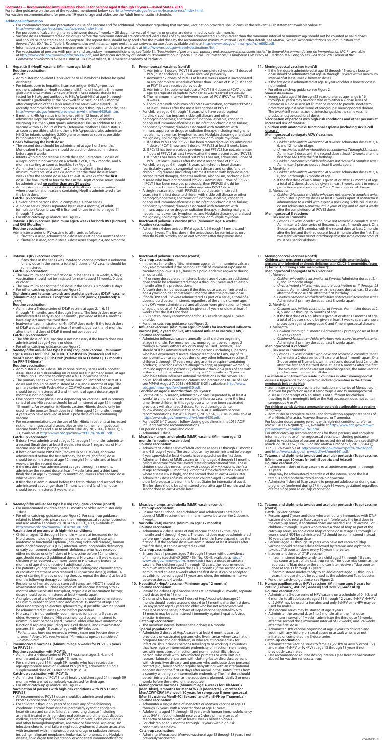# Footnotes — Recommended immunization schedule for persons aged 0 through 18 years—United States, 2016

For further guidance on the use of the vaccines mentioned below, see: http://www.cdc.gov/vaccines/hcp/acip-recs/index.html.
For vaccine recommendations for persons 19 years of age and older, see the Adult Immunization Schedule.

## Additional information

- For contraindications and precautions to use of a vaccine and for additional information regarding that vaccine, vaccination providers should consult the relevant ACIP statement available online at http://www.cdc.gov/vaccines/hcp/acip-recs/index.html.
- For purposes of calculating intervals between doses, 4 weeks = 28 days. Intervals of 4 months or greater are determined by calendar months.
- Vaccine doses administered 4 days or less before the minimum interval are considered valid. Doses of any vaccine administered ≥5 days earlier than the minimum interval or minimum age should not be counted as valid doses and should be repeated as age-appropriate. The repeat dose should be spaced after the invalid dose by the recommended minimum interval. For further details, see *MMWR, General Recommendations on Immunization and Reports* / Vol. 60 / No. 2, Table 1. *Recommended and minimum ages and intervals between vaccine doses* available online at http://www.cdc.gov/mmwr/pdf/rr/rr6002.pdf.
- Information on travel vaccine requirements and recommendations is available at http://wwwnc.cdc.gov/travel/destinations/list.
- For vaccination of persons with primary and secondary immunodeficiencies, see Table 13, "*Vaccination of persons with primary and secondary immunodeficiencies*," in General Recommendations on Immunization (ACIP), available at http://www.cdc.gov/mmwr/pdf/rr/rr6002.pdf; and American Academy of Pediatrics. "Immunization in Special Clinical Circumstances," in Kimberlin DW, Brady MT, Jackson MA, Long SS eds. *Red Book: 2015 report of the Committee on Infectious Diseases. 30th ed.* Elk Grove Village, IL: American Academy of Pediatrics.

### 1. Hepatitis B (HepB) vaccine. (Minimum age: birth)

**Routine vaccination:**

**At birth:**

- Administer monovalent HepB vaccine to all newborns before hospital discharge.
- For infants born to hepatitis B surface antigen (HBsAg)-positive mothers, administer HepB vaccine and 0.5 mL of hepatitis B immune globulin (HBIG) within 12 hours of birth. These infants should be tested for HBsAg and antibody to HBsAg (anti-HBs) at age 9 through 18 months (preferably at the next well-child visit) or 1 to 2 months after completion of the HepB series if the series was delayed. CDC recently recommended testing occur at age 9 through 12 months; see http://www.cdc.gov/mmwr/preview/mmwrhtml/mm6439a6.htm.
- If mother's HBsAg status is unknown, within 12 hours of birth administer HepB vaccine regardless of birth weight. For infants weighing less than 2,000 grams, administer HBIG in addition to HepB vaccine within 12 hours of birth. Determine mother's HBsAg status as soon as possible and, if mother is HBsAg-positive, also administer HBIG for infants weighing 2,000 grams or more as soon as possible, but no later than age 7 days.

**Doses following the birth dose:**

- The second dose should be administered at age 1 or 2 months. Monovalent HepB vaccine should be used for doses administered before age 6 weeks.
- Infants who did not receive a birth dose should receive 3 doses of a HepB-containing vaccine on a schedule of 0, 1 to 2 months, and 6 months starting as soon as feasible. See Figure 2.
- Administer the second dose 1 to 2 months after the first dose (minimum interval of 4 weeks), administer the third dose at least 8 weeks after the second dose AND at least 16 weeks after the **first** dose. The final (third or fourth) dose in the HepB vaccine series should be administered **no earlier than age 24 weeks**.
- Administration of a total of 4 doses of HepB vaccine is permitted when a combination vaccine containing HepB is administered after the birth dose.

**Catch-up vaccination:**

- Unvaccinated persons should complete a 3-dose series.
- A 2-dose series (doses separated by at least 4 months) of adult formulation Recombivax HB is licensed for use in children aged 11 through 15 years.
- For other catch-up guidance, see Figure 2.

### 2. Rotavirus (RV) vaccines. (Minimum age: 6 weeks for both RV1 [Rotarix] and RV5 [RotaTeq])

**Routine vaccination:**

Administer a series of RV vaccine to all infants as follows:

1. If Rotarix is used, administer a 2-dose series at 2 and 4 months of age.
2. If RotaTeq is used, administer a 3-dose series at ages 2, 4, and 6 months.
3. If any dose in the series was RotaTeq or vaccine product is unknown for any dose in the series, a total of 3 doses of RV vaccine should be administered.

**Catch-up vaccination:**

- The maximum age for the first dose in the series is 14 weeks, 6 days; vaccination should not be initiated for infants aged 15 weeks, 0 days or older.
- The maximum age for the final dose in the series is 8 months, 0 days.
- For other catch-up guidance, see Figure 2.

### 3. Diphtheria and tetanus toxoids and acellular pertussis (DTaP) vaccine. (Minimum age: 6 weeks. Exception: DTaP-IPV [Kinrix, Quadracel]: 4 years)

**Routine vaccination:**

- Administer a 5-dose series of DTaP vaccine at ages 2, 4, 6, 15 through 18 months, and 4 through 6 years. The fourth dose may be administered as early as age 12 months, provided at least 6 months have elapsed since the third dose.
- Inadvertent administration of 4th DTaP dose early: If the fourth dose of DTaP was administered at least 4 months, but less than 6 months, after the third dose of DTaP, it need not be repeated.

**Catch-up vaccination:**

- The fifth dose of DTaP vaccine is not necessary if the fourth dose was administered at age 4 years or older.
- For other catch-up guidance, see Figure 2.

### 4. *Haemophilus influenzae* type b (Hib) conjugate vaccine. (Minimum age: 6 weeks for PRP-T [ACTHIB, DTaP-IPV/Hib (Pentacel) and Hib-MenCY (MenHibrix)], PRP-OMP [PedvaxHIB or COMVAX], 12 months for PRP-T [Hiberix])

**Routine vaccination:**

- Administer a 2- or 3-dose Hib vaccine primary series and a booster dose (dose 3 or 4 depending on vaccine used in primary series) at age 12 through 15 months to complete a full Hib vaccine series.
- The primary series with ActHIB, MenHibrix, or Pentacel consists of 3 doses and should be administered at 2, 4, and 6 months of age. The primary series with PedvaxHib or COMVAX consists of 2 doses and should be administered at 2 and 4 months of age; a dose at age 6 months is not indicated.
- One booster dose (dose 3 or 4 depending on vaccine used in primary series) of any Hib vaccine should be administered at age 12 through 15 months. An exception is Hiberix vaccine. Hiberix should only be used for the booster (final) dose in children aged 12 months through 4 years who have received at least 1 prior dose of Hib-containing vaccine.
- For recommendations on the use of MenHibrix in patients at increased risk for meningococcal disease, please refer to the meningococcal vaccine footnotes and also to *MMWR* February 28, 2014 / 63(RR01);1-13, available at http://www.cdc.gov/mmwr/PDF/rr/rr6301.pdf.

**Catch-up vaccination:**

- If dose 1 was administered at ages 12 through 14 months, administer a second (final) dose at least 8 weeks after dose 1, regardless of Hib vaccine used in the primary series.
- If both doses were PRP-OMP (PedvaxHIB or COMVAX), and were administered before the first birthday, the third (and final) dose should be administered at age 12 through 59 months and at least 8 weeks after the second dose.
- If the first dose was administered at age 7 through 11 months, administer the second dose at least 4 weeks later and a third (and final) dose at age 12 through 15 months or 8 weeks after second dose, whichever is later.
- If first dose is administered before the first birthday and second dose administered at younger than 15 months, a third (and final) dose should be administered 8 weeks later.
- For unvaccinated children aged 15 months or older, administer only 1 dose.
- For other catch-up guidance, see Figure 2. For catch-up guidance related to MenHibrix, please see the meningococcal vaccine footnotes and also *MMWR* February 28, 2014 / 63(RR01);1-13, available at http://www.cdc.gov/mmwr/PDF/rr/rr6301.pdf.

**Vaccination of persons with high-risk conditions:**

- Children aged 12 through 59 months who are at increased risk for Hib disease, including chemotherapy recipients and those with anatomic or functional asplenia (including sickle cell disease), human immunodeficiency virus (HIV) infection, immunoglobulin deficiency, or early component complement deficiency, who have received either no doses or only 1 dose of Hib vaccine before 12 months of age, should receive 2 additional doses of Hib vaccine 8 weeks apart; children who received 2 or more doses of Hib vaccine before 12 months of age should receive 1 additional dose.
- For patients younger than 5 years of age undergoing chemotherapy or radiation treatment who received a Hib vaccine dose(s) within 14 days of starting therapy or during therapy, repeat the dose(s) at least 3 months following therapy completion.
- Recipients of hematopoietic stem cell transplant (HSCT) should be revaccinated with a 3-dose regimen of Hib vaccine starting 6 to 12 months after successful transplant, regardless of vaccination history; doses should be administered at least 4 weeks apart.
- A single dose of any Hib-containing vaccine should be administered to unimmunized* children and adolescents 15 months of age and older undergoing an elective splenectomy; if possible, vaccine should be administered at least 14 days before procedure.
- Hib vaccine is not routinely recommended for patients 5 years or older. However, 1 dose of Hib vaccine should be administered to unimmunized* persons aged 5 years or older who have anatomic or functional asplenia (including sickle cell disease) and unvaccinated persons 5 through 18 years of age with HIV infection.

\* *Patients who have not received a primary series and booster dose or at least 1 dose of Hib vaccine after 14 months of age are considered unimmunized.*

### 5. Pneumococcal vaccines. (Minimum age: 6 weeks for PCV13, 2 years for PPSV23)

**Routine vaccination with PCV13:**

- Administer a 4-dose series of PCV13 vaccine at ages 2, 4, and 6 months and at age 12 through 15 months.
- For children aged 14 through 59 months who have received an age-appropriate series of 7-valent PCV (PCV7), administer a single supplemental dose of 13-valent PCV (PCV13).

**Catch-up vaccination with PCV13:**

- Administer 1 dose of PCV13 to all healthy children aged 24 through 59 months who are not completely vaccinated for their age.
- For other catch-up guidance, see Figure 2.

**Vaccination of persons with high-risk conditions with PCV13 and PPSV23:**

- All recommended PCV13 doses should be administered prior to PPSV23 vaccination if possible.
- For children 2 through 5 years of age with any of the following conditions: chronic heart disease (particularly cyanotic congenital heart disease and cardiac failure); chronic lung disease (including asthma if treated with high-dose oral corticosteroid therapy); diabetes mellitus; cerebrospinal fluid leak; cochlear implant; sickle cell disease and other hemoglobinopathies; anatomic or functional asplenia; HIV infection; chronic renal failure; nephrotic syndrome; diseases associated with treatment with immunosuppressive drugs or radiation therapy, including malignant neoplasms, leukemias, lymphomas, and Hodgkin disease; solid organ transplantation; or congenital immunodeficiency:
  1. Administer 1 dose of PCV13 if any incomplete schedule of 3 doses of PCV (PCV7 and/or PCV13) were received previously.
  2. Administer 2 doses of PCV13 at least 8 weeks apart if unvaccinated or any incomplete schedule of fewer than 3 doses of PCV (PCV7 and/or PCV13) were received previously.
  3. Administer 1 supplemental dose of PCV13 if 4 doses of PCV7 or other age-appropriate complete PCV7 series was received previously.
  4. The minimum interval between doses of PCV (PCV7 or PCV13) is 8 weeks.
  5. For children with no history of PPSV23 vaccination, administer PPSV23 at least 8 weeks after the most recent dose of PCV13.
- For children aged 6 through 18 years who have cerebrospinal fluid leak; cochlear implant; sickle cell disease and other hemoglobinopathies; anatomic or functional asplenia; congenital or acquired immunodeficiencies; HIV infection; chronic renal failure; nephrotic syndrome; diseases associated with treatment with immunosuppressive drugs or radiation therapy, including malignant neoplasms, leukemias, lymphomas, and Hodgkin disease; generalized malignancy; solid organ transplantation; or multiple myeloma:
  1. If neither PCV13 nor PPSV23 has been received previously, administer 1 dose of PCV13 now and 1 dose of PPSV23 at least 8 weeks later.
  2. If PCV13 has been received previously but PPSV23 has not, administer 1 dose of PPSV23 at least 8 weeks after the most recent dose of PCV13.
  3. If PPSV23 has been received but PCV13 has not, administer 1 dose of PCV13 at least 8 weeks after the most recent dose of PPSV23.
- For children aged 6 through 18 years with chronic heart disease (particularly cyanotic congenital heart disease and cardiac failure), chronic lung disease (including asthma if treated with high-dose oral corticosteroid therapy), diabetes mellitus, alcoholism, or chronic liver disease, who have not received PPSV23, administer 1 dose of PPSV23. If PCV13 has been received previously, then PPSV23 should be administered at least 8 weeks after any prior PCV13 dose.
- A single revaccination with PPSV23 should be administered 5 years after the first dose to children with sickle cell disease or other hemoglobinopathies; anatomic or functional asplenia; congenital or acquired immunodeficiencies; HIV infection; chronic renal failure; nephrotic syndrome; diseases associated with treatment with immunosuppressive drugs or radiation therapy, including malignant neoplasms, leukemias, lymphomas, and Hodgkin disease; generalized malignancy; solid organ transplantation; or multiple myeloma.

### 6. Inactivated poliovirus vaccine (IPV). (Minimum age: 6 weeks)

**Routine vaccination:**

- Administer a 4-dose series of IPV at ages 2, 4, 6 through 18 months, and 4 through 6 years. The final dose in the series should be administered on or after the fourth birthday and at least 6 months after the previous dose.

**Catch-up vaccination:**

- In the first 6 months of life, minimum age and minimum intervals are only recommended if the person is at risk of imminent exposure to circulating poliovirus (i.e., travel to a polio-endemic region or during an outbreak).
- If 4 or more doses are administered before age 4 years, an additional dose should be administered at age 4 through 6 years and at least 6 months after the previous dose.
- A fourth dose is not necessary if the third dose was administered at age 4 years or older and at least 6 months after the previous dose.
- If both OPV and IPV were administered as part of a series, a total of 4 doses should be administered, regardless of the child's current age. If only OPV were administered, and all doses were given prior to 4 years of age, one dose of IPV should be given at 4 years or older, at least 4 weeks after the last OPV dose.
- IPV is not routinely recommended for U.S. residents aged 18 years or older.
- For other catch-up guidance, see Figure 2.

### 7. Influenza vaccines. (Minimum age: 6 months for inactivated influenza vaccine [IIV], 2 years for live, attenuated influenza vaccine [LAIV])

**Routine vaccination:**

- Administer influenza vaccine annually to all children beginning at age 6 months. For most healthy, nonpregnant persons aged 2 through 49 years, either LAIV or IIV may be used. However, LAIV should NOT be administered to some persons, including 1) persons who have experienced severe allergic reactions to LAIV, any of its components, or to a previous dose of any other influenza vaccine; 2) children 2 through 17 years receiving aspirin or aspirin-containing products; 3) persons who are allergic to eggs; 4) pregnant women; 5) immunosuppressed persons; 6) children 2 through 4 years of age with asthma or who had wheezing in the past 12 months; or 7) persons who have taken influenza antiviral medications in the previous 48 hours. For all other contraindications and precautions to use of LAIV, see *MMWR* August 7, 2015 / 64(30):818-25 available at http://www.cdc.gov/mmwr/pdf/wk/mm6430.pdf.

**For children aged 6 months through 8 years:**

- For the 2015–16 season, administer 2 doses (separated by at least 4 weeks) to children who are receiving influenza vaccine for the first time. Some children in this age group who have been vaccinated previously will also need 2 doses. For additional guidance, follow dosing guidelines in the 2015-16 ACIP influenza vaccine recommendations, *MMWR* August 7, 2015 / 64(30):818-25, available at http://www.cdc.gov/mmwr/pdf/wk/mm6430.pdf.
- For the 2016-17 season, follow dosing guidelines in the 2016 ACIP influenza vaccine recommendations.

**For persons aged 9 years and older:**

- Administer 1 dose.

### 8. Measles, mumps, and rubella (MMR) vaccine. (Minimum age: 12 months for routine vaccination)

**Routine vaccination:**

- Administer a 2-dose series of MMR vaccine at ages 12 through 15 months and 4 through 6 years. The second dose may be administered before age 4 years, provided at least 4 weeks have elapsed since the first dose.
- Administer 1 dose of MMR vaccine to infants aged 6 through 11 months before departure from the United States for international travel. These children should be revaccinated with 2 doses of MMR vaccine, the first at age 12 through 15 months (12 months if the child remains in an area where disease risk is high), and the second dose at least 4 weeks later.
- Administer 2 doses of MMR vaccine to children aged 12 months and older before departure from the United States for international travel. The first dose should be administered on or after age 12 months and the second dose at least 4 weeks later.

**Catch-up vaccination:**

- Ensure that all school-aged children and adolescents have had 2 doses of MMR vaccine; the minimum interval between the 2 doses is 4 weeks.

### 9. Varicella (VAR) vaccine. (Minimum age: 12 months)

**Routine vaccination:**

- Administer a 2-dose series of VAR vaccine at ages 12 through 15 months and 4 through 6 years. The second dose may be administered before age 4 years, provided at least 3 months have elapsed since the first dose. If the second dose was administered at least 4 weeks after the first dose, it can be accepted as valid.

**Catch-up vaccination:**

- Ensure that all persons aged 7 through 18 years without evidence of immunity (see *MMWR* 2007 / 56 [No. RR-4], available at http://www.cdc.gov/mmwr/pdf/rr/rr5604.pdf) have 2 doses of varicella vaccine. For children aged 7 through 12 years, the recommended minimum interval between doses is 3 months (if the second dose was administered at least 4 weeks after the first dose, it can be accepted as valid); for persons aged 13 years and older, the minimum interval between doses is 4 weeks.

### 10. Hepatitis A (HepA) vaccine. (Minimum age: 12 months)

**Routine vaccination:**

- Initiate the 2-dose HepA vaccine series at 12 through 23 months; separate the 2 doses by 6 to 18 months.
- Children who have received 1 dose of HepA vaccine before age 24 months should receive a second dose 6 to 18 months after the first dose.
- For any person aged 2 years and older who has not already received the HepA vaccine series, 2 doses of HepA vaccine separated by 6 to 18 months may be administered if immunity against hepatitis A virus infection is desired.

**Catch-up vaccination:**

- The minimum interval between the 2 doses is 6 months.

**Special populations:**

- Administer 2 doses of HepA vaccine at least 6 months apart to previously unvaccinated persons who live in areas where vaccination programs target older children, or who are at increased risk for infection. This includes persons traveling to or working in countries that have high or intermediate endemicity of infection; men having sex with men; users of injection and non-injection illicit drugs; persons who work with HAV-infected primates or with HAV in a research laboratory; persons with clotting-factor disorders; persons with chronic liver disease; and persons who anticipate close personal contact (e.g., household or regular babysitting) with an international adoptee during the first 60 days after arrival in the United States from a country with high or intermediate endemicity. The first dose should be administered as soon as the adoption is planned, ideally 2 or more weeks before the arrival of the adoptee.

### 11. Meningococcal vaccines. (Minimum age: 6 weeks for Hib-MenCY [MenHibrix], 9 months for MenACWY-D [Menactra], 2 months for MenACWY-CRM [Menveo], 10 years for serogroup B meningococcal [MenB] vaccines: MenB-4C [Bexsero] and MenB-FHbp [Trumenba])

**Routine vaccination:**

- Administer a single dose of Menactra or Menveo vaccine at age 11 through 12 years, with a booster dose at age 16 years.
- Adolescents aged 11 through 18 years with human immunodeficiency virus (HIV) infection should receive a 2-dose primary series of Menactra or Menveo with at least 8 weeks between doses.
- For children aged 2 months through 18 years with high-risk conditions, see below.

**Catch-up vaccination:**

- Administer Menactra or Menveo vaccine at age 13 through 18 years if not previously vaccinated.
- If the first dose is administered at age 13 through 15 years, a booster dose should be administered at age 16 through 18 years with a minimum interval of at least 8 weeks between doses.
- If the first dose is administered at age 16 years or older, a booster dose is not needed.
- For other catch-up guidance, see Figure 2.

**Clinical discretion:**

- Young adults aged 16 through 23 years (preferred age range is 16 through 18 years) may be vaccinated with either a 2-dose series of Bexsero or a 3-dose series of Trumenba vaccine to provide short-term protection against most strains of serogroup B meningococcal disease. The two MenB vaccines are not interchangeable; the same vaccine product must be used for all doses.

**Vaccination of persons with high-risk conditions and other persons at increased risk of disease:**

**Children with anatomic or functional asplenia (including sickle cell disease):**

**Meningococcal conjugate ACWY vaccines:**

1. Menveo
   - *Children who initiate vaccination at 8 weeks:* Administer doses at 2, 4, 6, and 12 months of age.
   - *Unvaccinated children who initiate vaccination at 7 through 23 months:* Administer 2 doses, with the second dose at least 12 weeks after the first dose AND after the first birthday.
   - *Children 24 months and older who have not received a complete series:* Administer 2 primary doses at least 8 weeks apart.
2. MenHibrix
   - *Children who initiate vaccination at 6 weeks:* Administer doses at 2, 4, 6, and 12 through 15 months of age.
   - If the first dose of MenHibrix is given at or after 12 months of age, a total of 2 doses should be given at least 8 weeks apart to ensure protection against serogroups C and Y meningococcal disease.
3. Menactra
   - *Children 24 months and older who have not received a complete series:* Administer 2 primary doses at least 8 weeks apart. If Menactra is administered to a child with asplenia (including sickle cell disease), do not administer Menactra until 2 years of age and at least 4 weeks after the completion of all PCV13 doses.

**Meningococcal B vaccines:**

1. Bexsero or Trumenba
   - *Persons 10 years or older who have not received a complete series.* Administer a 2-dose series of Bexsero, at least 1 month apart. Or a 3-dose series of Trumenba, with the second dose at least 2 months after the first and the third dose at least 6 months after the first. The two MenB vaccines are not interchangeable; the same vaccine product must be used for all doses.

**Children with persistent complement component deficiency (includes persons with inherited or chronic deficiencies in C3, C5-9, properidin, factor D, factor H, or taking eculizumab [Soliris®]):**

**Meningococcal conjugate ACWY vaccines:**

1. Menveo
   - *Children who initiate vaccination at 8 weeks:* Administer doses at 2, 4, 6, and 12 months of age.
   - *Unvaccinated children who initiate vaccination at 7 through 23 months:* Administer 2 doses, with the second dose at least 12 weeks after the first dose AND after the first birthday.
   - *Children 24 months and older who have not received a complete series:* Administer 2 primary doses at least 8 weeks apart.
2. MenHibrix
   - *Children who initiate vaccination at 6 weeks:* Administer doses at 2, 4, 6, and 12 through 15 months of age.
   - If the first dose of MenHibrix is given at or after 12 months of age, a total of 2 doses should be given at least 8 weeks apart to ensure protection against serogroups C and Y meningococcal disease.
3. Menactra
   - *Children 9 through 23 months:* Administer 2 primary doses at least 12 weeks apart.
   - *Children 24 months and older who have not received a complete series:* Administer 2 primary doses at least 8 weeks apart.

**Meningococcal B vaccines:**

1. Bexsero or Trumenba
   - *Persons 10 years or older who have not received a complete series.* Administer a 2-dose series of Bexsero, at least 1 month apart. Or a 3-dose series of Trumenba, with the second dose at least 2 months after the first and the third dose at least 6 months after the first. The two MenB vaccines are not interchangeable; the same vaccine product must be used for all doses.

**For children who travel to or reside in countries in which meningococcal disease is hyperendemic or epidemic, including countries in the African meningitis belt or the Hajj:**

- Administer an age-appropriate formulation and series of Menactra or Menveo for protection against serogroups A and W meningococcal disease. Prior receipt of MenHibrix is not sufficient for children traveling to the meningitis belt or the Hajj because it does not contain serogroups A or W.

**For children at risk during a community outbreak attributable to a vaccine serogroup:**

- Administer or complete an age- and formulation-appropriate series of MenHibrix, Menactra, Menveo, Bexsero, or Trumenba.

For booster doses among persons with high-risk conditions, refer to *MMWR* 2013 / 62(RR02);1-22, available at http://www.cdc.gov/mmwr/preview/mmwrhtml/rr6202a1.htm.

For other catch-up recommendations for these persons, and complete information on use of meningococcal vaccines, including guidance related to vaccination of persons at increased risk of infection, see *MMWR* March 22, 2013 / 62(RR02);1-22, and *MMWR* October 23, 2015 / 64(41); 1171-1176 available at http://www.cdc.gov/mmwr/pdf/rr/rr6202.pdf, and http://www.cdc.gov/mmwr/pdf/wk/mm6441.pdf.

### 12. Tetanus and diphtheria toxoids and acellular pertussis (Tdap) vaccine. (Minimum age: 10 years for both Boostrix and Adacel)

**Routine vaccination:**

- Administer 1 dose of Tdap vaccine to all adolescents aged 11 through 12 years.
- Tdap may be administered regardless of the interval since the last tetanus and diphtheria toxoid-containing vaccine.
- Administer 1 dose of Tdap vaccine to pregnant adolescents during each pregnancy (preferred during 27 through 36 weeks gestation) regardless of time since prior Td or Tdap vaccination.

**Catch-up vaccination:**

- Persons aged 7 years and older who are not fully immunized with DTaP vaccine should receive Tdap vaccine as 1 (preferably the first) dose in the catch-up series; if additional doses are needed, use Td vaccine. For children 7 through 10 years who receive a dose of Tdap as part of the catch-up series, an adolescent Tdap vaccine dose at age 11 through 12 years should NOT be administered. Td should be administered instead 10 years after the Tdap dose.
- Persons aged 11 through 18 years who have not received Tdap vaccine should receive a dose followed by tetanus and diphtheria toxoids (Td) booster doses every 10 years thereafter.
- Inadvertent doses of DTaP vaccine:
  - If administered inadvertently to a child aged 7 through 10 years may count as part of the catch-up series. This dose may count as the adolescent Tdap dose, or the child can later receive a Tdap booster dose at age 11 through 12 years.
  - If administered inadvertently to an adolescent aged 11 through 18 years, the dose should be counted as the adolescent Tdap booster.
- For other catch-up guidance, see Figure 2.

### 13. Human papillomavirus (HPV) vaccines. (Minimum age: 9 years for 2vHPV [Cervarix], 4vHPV [Gardasil] and 9vHPV [Gardasil 9])

**Routine vaccination:**

- Administer a 3-dose series of HPV vaccine on a schedule of 0, 1-2, and 6 months to all adolescents aged 11 through 12 years. 9vHPV, 4vHPV or 2vHPV may be used for females, and only 9vHPV or 4vHPV may be used for males.
- The vaccine series may be started at age 9 years.
- Administer the second dose 1 to 2 months after the first dose (minimum interval of 4 weeks); administer the third dose 16 weeks after the second dose (minimum interval of 12 weeks) and 24 weeks after the first dose.
- Administer HPV vaccine beginning at age 9 years to children and youth with any history of sexual abuse or assault who have not initiated or completed the 3-dose series.

**Catch-up vaccination:**

- Administer the vaccine series to females (2vHPV or 4vHPV or 9vHPV) and males (4vHPV or 9vHPV) at age 13 through 18 years if not previously vaccinated.
- Use recommended routine dosing intervals (see Routine vaccination above) for vaccine series catch-up.

CS260953-B